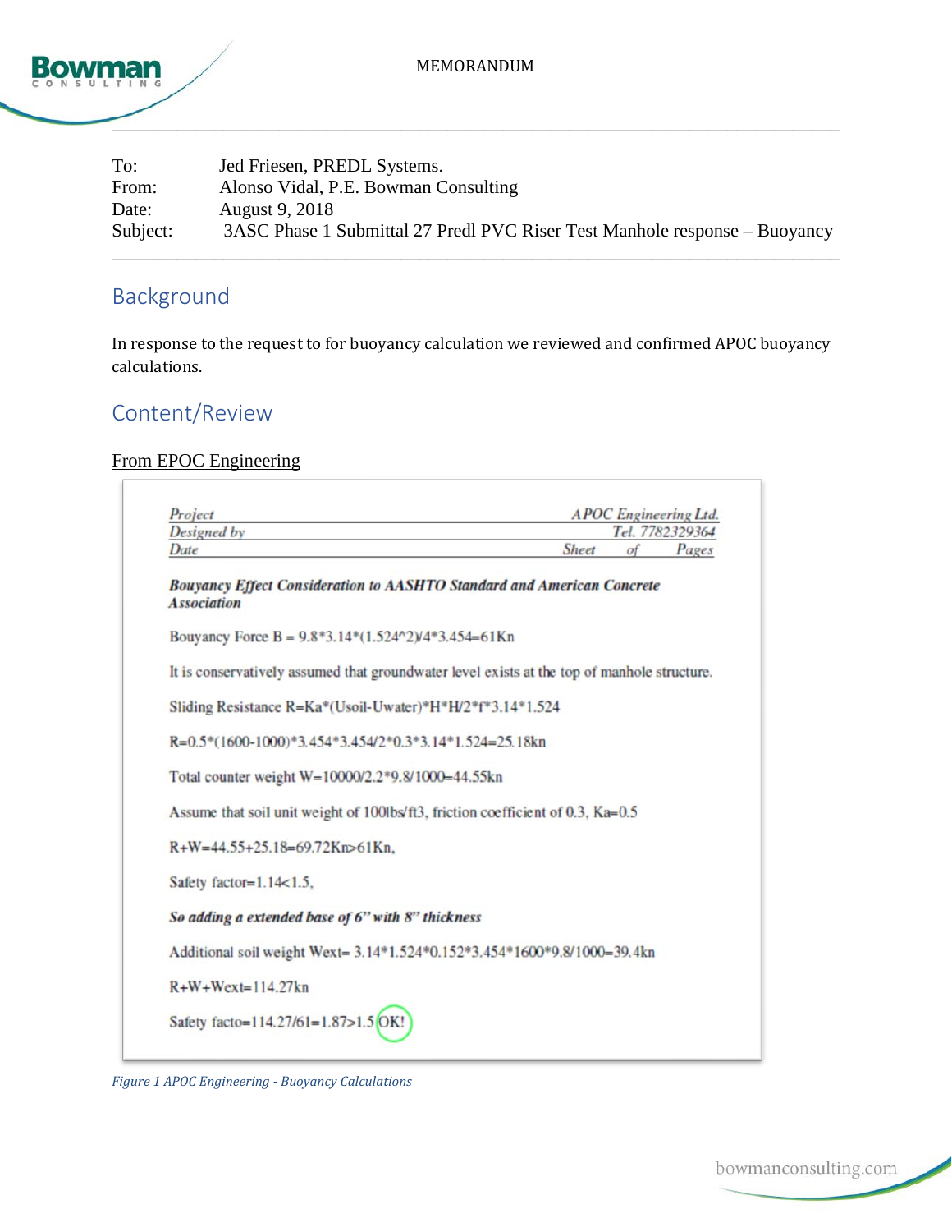MEMORANDUM

| | |
|---|---|
| To: | Jed Friesen, PREDL Systems. |
| From: | Alonso Vidal, P.E. Bowman Consulting |
| Date: | August 9, 2018 |
| Subject: | 3ASC Phase 1 Submittal 27 Predl PVC Riser Test Manhole response – Buoyancy |

## Background

In response to the request to for buoyancy calculation we reviewed and confirmed APOC buoyancy calculations.

## Content/Review

<u>From EPOC Engineering</u>

| | |
|---|---|
| *Project* | *APOC Engineering Ltd.* |
| *Designed by* | *Tel. 7782329364* |
| *Date* | *Sheet of Pages* |

***Bouyancy Effect Consideration to AASHTO Standard and American Concrete Association***

Bouyancy Force B = 9.8*3.14*(1.524^2)/4*3.454=61Kn

It is conservatively assumed that groundwater level exists at the top of manhole structure.

Sliding Resistance R=Ka*(Usoil-Uwater)*H*H/2*f*3.14*1.524

R=0.5*(1600-1000)*3.454*3.454/2*0.3*3.14*1.524=25.18kn

Total counter weight W=10000/2.2*9.8/1000=44.55kn

Assume that soil unit weight of 100lbs/ft3, friction coefficient of 0.3, Ka=0.5

R+W=44.55+25.18=69.72Kn>61Kn,

Safety factor=1.14<1.5,

***So adding a extended base of 6" with 8" thickness***

Additional soil weight Wext= 3.14*1.524*0.152*3.454*1600*9.8/1000=39.4kn

R+W+Wext=114.27kn

Safety facto=114.27/61=1.87>1.5 OK!

*Figure 1 APOC Engineering - Buoyancy Calculations*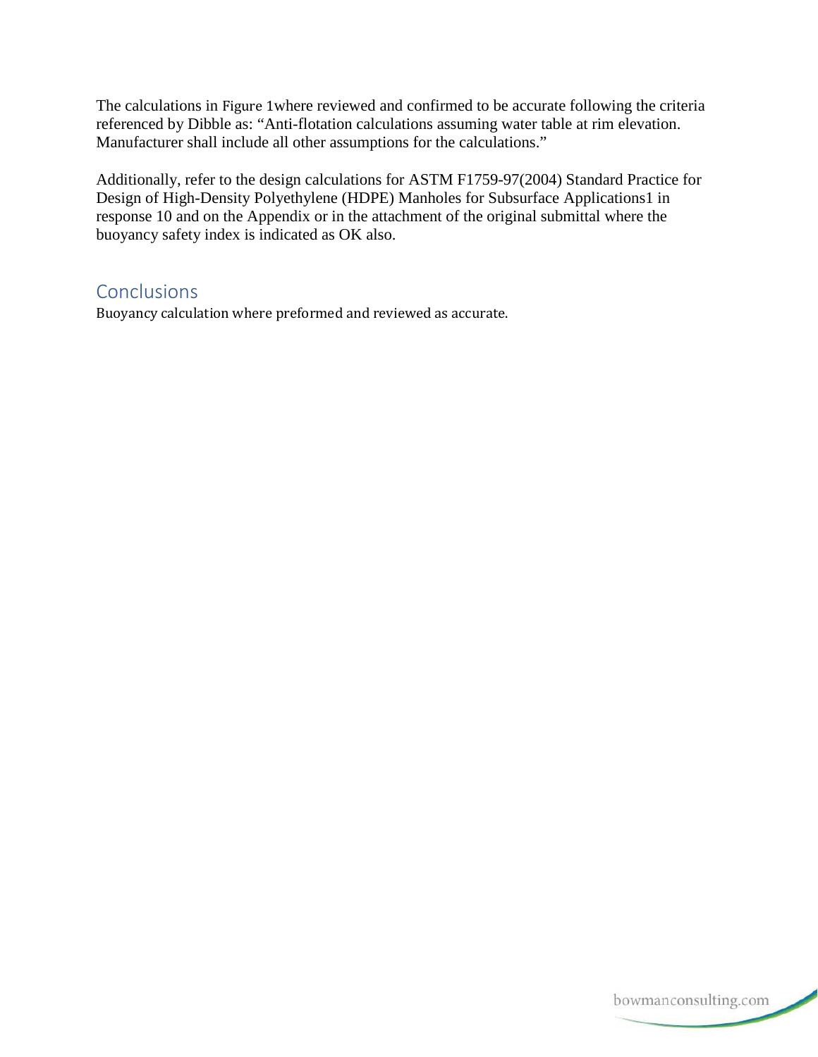The calculations in Figure 1where reviewed and confirmed to be accurate following the criteria referenced by Dibble as: "Anti-flotation calculations assuming water table at rim elevation. Manufacturer shall include all other assumptions for the calculations."

Additionally, refer to the design calculations for ASTM F1759-97(2004) Standard Practice for Design of High-Density Polyethylene (HDPE) Manholes for Subsurface Applications[1] in response 10 and on the Appendix or in the attachment of the original submittal where the buoyancy safety index is indicated as OK also.

## Conclusions

Buoyancy calculation where preformed and reviewed as accurate.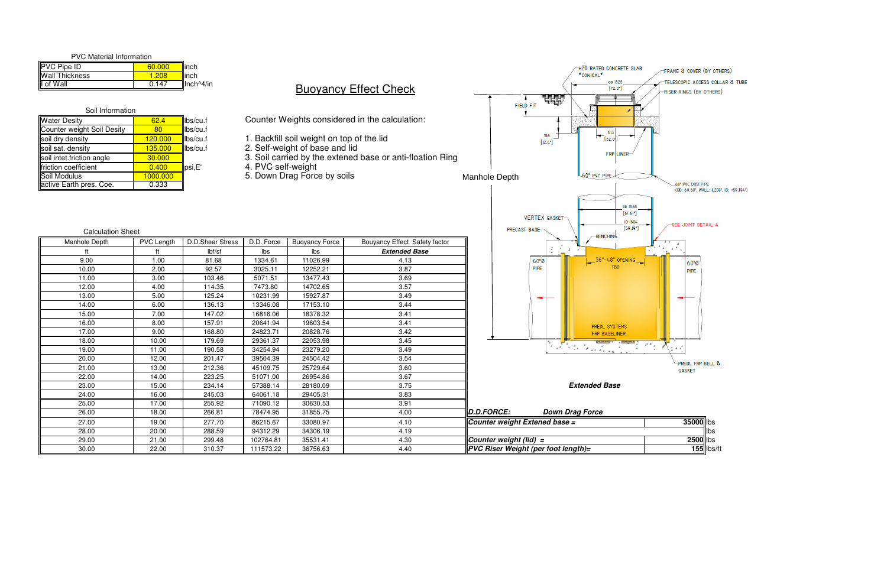# Buoyancy Effect Check

**PVC Material Information**

| | | |
|---|---|---|
| PVC Pipe ID | 60.000 | inch |
| Wall Thickness | 1.208 | inch |
| I of Wall | 0.147 | Inch^4/in |

**Soil Information**

| | | |
|---|---|---|
| Water Desity | 62.4 | lbs/cu.f |
| Counter weight Soil Desity | 80 | lbs/cu.f |
| soil dry density | 120.000 | lbs/cu.f |
| soil sat. density | 135.000 | lbs/cu.f |
| soil intet.friction angle | 30.000 | |
| friction coefficient | 0.400 | psi,E' |
| Soil Modulus | 1000.000 | |
| active Earth pres. Coe. | 0.333 | |

Counter Weights considered in the calculation:

1. Backfill soil weight on top of the lid
2. Self-weight of base and lid
3. Soil carried by the extened base or anti-floation Ring
4. PVC self-weight
5. Down Drag Force by soils

**Calculation Sheet**

| Manhole Depth | PVC Length | D.D.Shear Stress | D.D. Force | Buoyancy Force | Bouyancy Effect Safety factor |
|---|---|---|---|---|---|
| ft | ft | lbf/sf | lbs | lbs | ***Extended Base*** |
| 9.00 | 1.00 | 81.68 | 1334.61 | 11026.99 | 4.13 |
| 10.00 | 2.00 | 92.57 | 3025.11 | 12252.21 | 3.87 |
| 11.00 | 3.00 | 103.46 | 5071.51 | 13477.43 | 3.69 |
| 12.00 | 4.00 | 114.35 | 7473.80 | 14702.65 | 3.57 |
| 13.00 | 5.00 | 125.24 | 10231.99 | 15927.87 | 3.49 |
| 14.00 | 6.00 | 136.13 | 13346.08 | 17153.10 | 3.44 |
| 15.00 | 7.00 | 147.02 | 16816.06 | 18378.32 | 3.41 |
| 16.00 | 8.00 | 157.91 | 20641.94 | 19603.54 | 3.41 |
| 17.00 | 9.00 | 168.80 | 24823.71 | 20828.76 | 3.42 |
| 18.00 | 10.00 | 179.69 | 29361.37 | 22053.98 | 3.45 |
| 19.00 | 11.00 | 190.58 | 34254.94 | 23279.20 | 3.49 |
| 20.00 | 12.00 | 201.47 | 39504.39 | 24504.42 | 3.54 |
| 21.00 | 13.00 | 212.36 | 45109.75 | 25729.64 | 3.60 |
| 22.00 | 14.00 | 223.25 | 51071.00 | 26954.86 | 3.67 |
| 23.00 | 15.00 | 234.14 | 57388.14 | 28180.09 | 3.75 |
| 24.00 | 16.00 | 245.03 | 64061.18 | 29405.31 | 3.83 |
| 25.00 | 17.00 | 255.92 | 71090.12 | 30630.53 | 3.91 |
| 26.00 | 18.00 | 266.81 | 78474.95 | 31855.75 | 4.00 |
| 27.00 | 19.00 | 277.70 | 86215.67 | 33080.97 | 4.10 |
| 28.00 | 20.00 | 288.59 | 94312.29 | 34306.19 | 4.19 |
| 29.00 | 21.00 | 299.48 | 102764.81 | 35531.41 | 4.30 |
| 30.00 | 22.00 | 310.37 | 111573.22 | 36756.63 | 4.40 |

Manhole Depth

H20 RATED CONCRETE SLAB *CONICAL* — FRAME & COVER (BY OTHERS) — TELESCOPIC ACCESS COLLAR & TUBE — RISER RINGS (BY OTHERS) — FIELD FIT — OD 1828 [72.0"] — 316 [12.4"] — 813 [32.0"] — FRP LINER — 60" PVC PIPE — 60" PVC DR51 PIPE (OD: 60.60", WALL: 1.208", ID: ~59.104") — OD 1565 [61.61"] — ID 1504 [59.19"] — VERTEX GASKET — PRECAST BASE — BENCHING — SEE JOINT DETAIL-A — 60"Ø PIPE — 36"-48" OPENING TBD — 60"Ø PIPE — PREDL SYSTEMS FRP BASELINER — PREDL FRP BELL & GASKET

***Extended Base***

| | |
|---|---|
| ***D.D.FORCE:*** ***Down Drag Force*** | |
| ***Counter weight Extened base =*** | **35000** lbs |
| | lbs |
| ***Counter weight (lid) =*** | **2500** lbs |
| ***PVC Riser Weight (per foot length)=*** | **155** lbs/ft |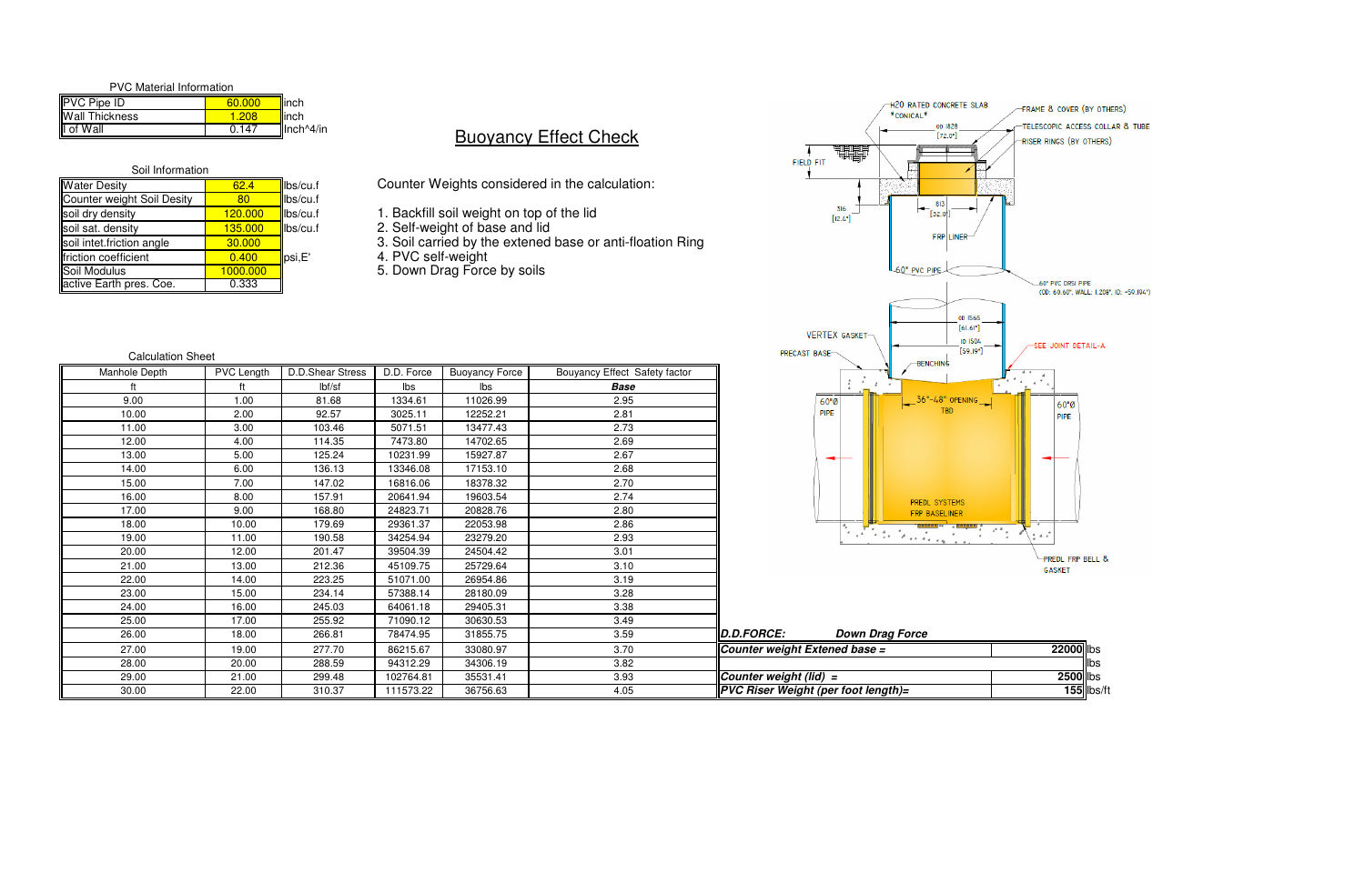## Buoyancy Effect Check

**PVC Material Information**

| | | |
|---|---|---|
| PVC Pipe ID | 60.000 | inch |
| Wall Thickness | 1.208 | inch |
| I of Wall | 0.147 | Inch^4/in |

**Soil Information**

| | | |
|---|---|---|
| Water Desity | 62.4 | lbs/cu.f |
| Counter weight Soil Desity | 80 | lbs/cu.f |
| soil dry density | 120.000 | lbs/cu.f |
| soil sat. density | 135.000 | lbs/cu.f |
| soil intet.friction angle | 30.000 | |
| friction coefficient | 0.400 | psi,E' |
| Soil Modulus | 1000.000 | |
| active Earth pres. Coe. | 0.333 | |

Counter Weights considered in the calculation:

1. Backfill soil weight on top of the lid
2. Self-weight of base and lid
3. Soil carried by the extened base or anti-floation Ring
4. PVC self-weight
5. Down Drag Force by soils

**Calculation Sheet**

| Manhole Depth | PVC Length | D.D.Shear Stress | D.D. Force | Buoyancy Force | Bouyancy Effect Safety factor |
|---|---|---|---|---|---|
| ft | ft | lbf/sf | lbs | lbs | ***Base*** |
| 9.00 | 1.00 | 81.68 | 1334.61 | 11026.99 | 2.95 |
| 10.00 | 2.00 | 92.57 | 3025.11 | 12252.21 | 2.81 |
| 11.00 | 3.00 | 103.46 | 5071.51 | 13477.43 | 2.73 |
| 12.00 | 4.00 | 114.35 | 7473.80 | 14702.65 | 2.69 |
| 13.00 | 5.00 | 125.24 | 10231.99 | 15927.87 | 2.67 |
| 14.00 | 6.00 | 136.13 | 13346.08 | 17153.10 | 2.68 |
| 15.00 | 7.00 | 147.02 | 16816.06 | 18378.32 | 2.70 |
| 16.00 | 8.00 | 157.91 | 20641.94 | 19603.54 | 2.74 |
| 17.00 | 9.00 | 168.80 | 24823.71 | 20828.76 | 2.80 |
| 18.00 | 10.00 | 179.69 | 29361.37 | 22053.98 | 2.86 |
| 19.00 | 11.00 | 190.58 | 34254.94 | 23279.20 | 2.93 |
| 20.00 | 12.00 | 201.47 | 39504.39 | 24504.42 | 3.01 |
| 21.00 | 13.00 | 212.36 | 45109.75 | 25729.64 | 3.10 |
| 22.00 | 14.00 | 223.25 | 51071.00 | 26954.86 | 3.19 |
| 23.00 | 15.00 | 234.14 | 57388.14 | 28180.09 | 3.28 |
| 24.00 | 16.00 | 245.03 | 64061.18 | 29405.31 | 3.38 |
| 25.00 | 17.00 | 255.92 | 71090.12 | 30630.53 | 3.49 |
| 26.00 | 18.00 | 266.81 | 78474.95 | 31855.75 | 3.59 |
| 27.00 | 19.00 | 277.70 | 86215.67 | 33080.97 | 3.70 |
| 28.00 | 20.00 | 288.59 | 94312.29 | 34306.19 | 3.82 |
| 29.00 | 21.00 | 299.48 | 102764.81 | 35531.41 | 3.93 |
| 30.00 | 22.00 | 310.37 | 111573.22 | 36756.63 | 4.05 |

***D.D.FORCE:*** ***Down Drag Force***

| | | |
|---|---|---|
| ***Counter weight Extened base =*** | **22000** | lbs |
| | | lbs |
| ***Counter weight (lid) =*** | **2500** | lbs |
| ***PVC Riser Weight (per foot length)=*** | **155** | lbs/ft |

H20 RATED CONCRETE SLAB *CONICAL*

FRAME & COVER (BY OTHERS)

OD 1828 [72.0"]

TELESCOPIC ACCESS COLLAR & TUBE

RISER RINGS (BY OTHERS)

FIELD FIT

316 [12.4"]

813 [32.0"]

FRP LINER

60" PVC PIPE

60" PVC DR51 PIPE (OD: 60.60", WALL: 1.208", ID: ~59.104")

OD 1565 [61.61"]

ID 1504 [59.19"]

VERTEX GASKET

PRECAST BASE

BENCHING

SEE JOINT DETAIL-A

60"Ø PIPE

36"-48" OPENING TBD

60"Ø PIPE

PREDL SYSTEMS FRP BASELINER

PREDL FRP BELL & GASKET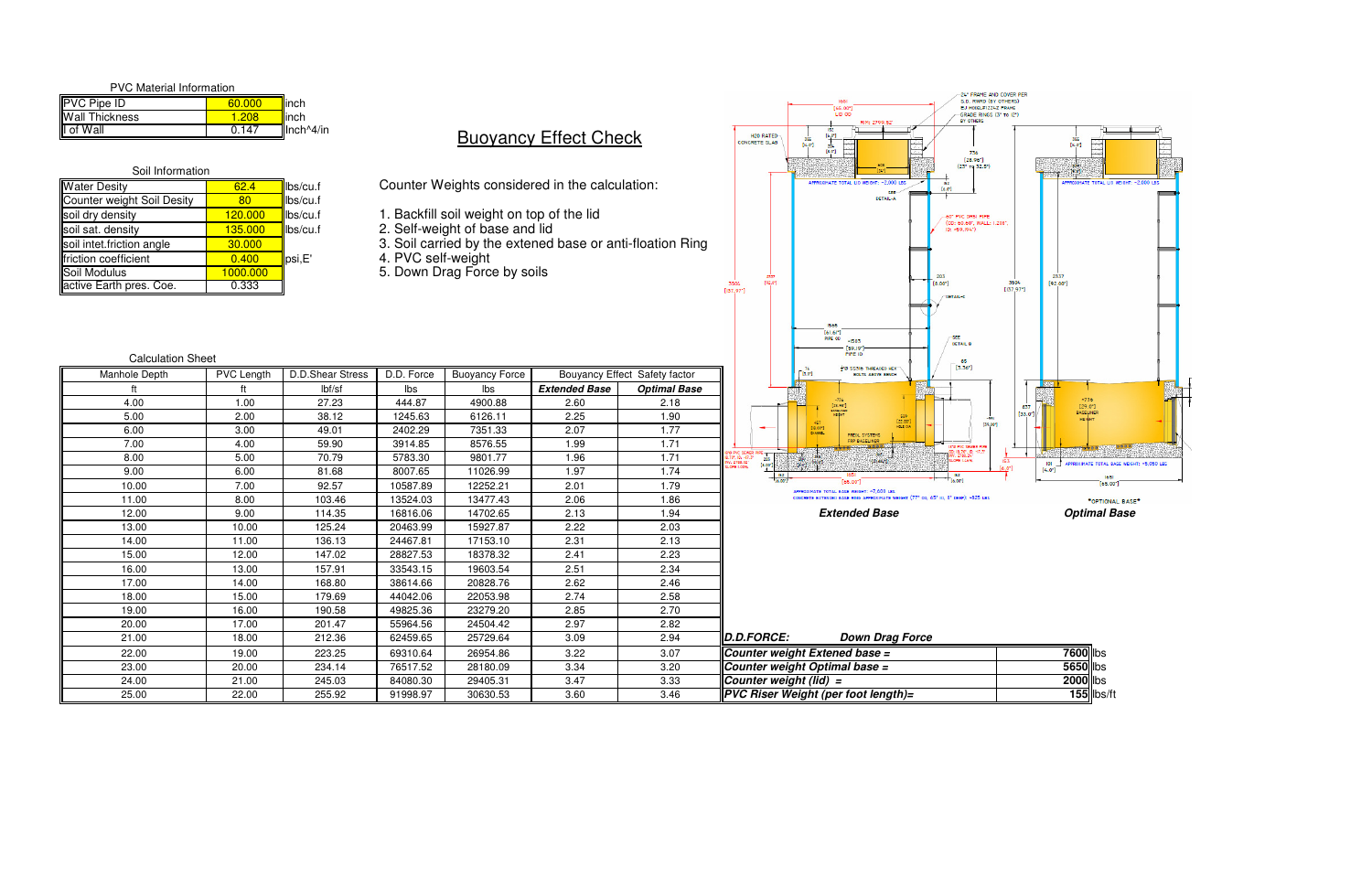PVC Material Information

| | | |
|---|---|---|
| PVC Pipe ID | 60.000 | inch |
| Wall Thickness | 1.208 | inch |
| I of Wall | 0.147 | Inch^4/in |

# Buoyancy Effect Check

Soil Information

| | | |
|---|---|---|
| Water Desity | 62.4 | lbs/cu.f |
| Counter weight Soil Desity | 80 | lbs/cu.f |
| soil dry density | 120.000 | lbs/cu.f |
| soil sat. density | 135.000 | lbs/cu.f |
| soil intet.friction angle | 30.000 | |
| friction coefficient | 0.400 | psi,E' |
| Soil Modulus | 1000.000 | |
| active Earth pres. Coe. | 0.333 | |

Counter Weights considered in the calculation:

1. Backfill soil weight on top of the lid
2. Self-weight of base and lid
3. Soil carried by the extened base or anti-floation Ring
4. PVC self-weight
5. Down Drag Force by soils

Calculation Sheet

| Manhole Depth | PVC Length | D.D.Shear Stress | D.D. Force | Buoyancy Force | Bouyancy Effect Safety factor | |
|---|---|---|---|---|---|---|
| ft | ft | lbf/sf | lbs | lbs | ***Extended Base*** | ***Optimal Base*** |
| 4.00 | 1.00 | 27.23 | 444.87 | 4900.88 | 2.60 | 2.18 |
| 5.00 | 2.00 | 38.12 | 1245.63 | 6126.11 | 2.25 | 1.90 |
| 6.00 | 3.00 | 49.01 | 2402.29 | 7351.33 | 2.07 | 1.77 |
| 7.00 | 4.00 | 59.90 | 3914.85 | 8576.55 | 1.99 | 1.71 |
| 8.00 | 5.00 | 70.79 | 5783.30 | 9801.77 | 1.96 | 1.71 |
| 9.00 | 6.00 | 81.68 | 8007.65 | 11026.99 | 1.97 | 1.74 |
| 10.00 | 7.00 | 92.57 | 10587.89 | 12252.21 | 2.01 | 1.79 |
| 11.00 | 8.00 | 103.46 | 13524.03 | 13477.43 | 2.06 | 1.86 |
| 12.00 | 9.00 | 114.35 | 16816.06 | 14702.65 | 2.13 | 1.94 |
| 13.00 | 10.00 | 125.24 | 20463.99 | 15927.87 | 2.22 | 2.03 |
| 14.00 | 11.00 | 136.13 | 24467.81 | 17153.10 | 2.31 | 2.13 |
| 15.00 | 12.00 | 147.02 | 28827.53 | 18378.32 | 2.41 | 2.23 |
| 16.00 | 13.00 | 157.91 | 33543.15 | 19603.54 | 2.51 | 2.34 |
| 17.00 | 14.00 | 168.80 | 38614.66 | 20828.76 | 2.62 | 2.46 |
| 18.00 | 15.00 | 179.69 | 44042.06 | 22053.98 | 2.74 | 2.58 |
| 19.00 | 16.00 | 190.58 | 49825.36 | 23279.20 | 2.85 | 2.70 |
| 20.00 | 17.00 | 201.47 | 55964.56 | 24504.42 | 2.97 | 2.82 |
| 21.00 | 18.00 | 212.36 | 62459.65 | 25729.64 | 3.09 | 2.94 |
| 22.00 | 19.00 | 223.25 | 69310.64 | 26954.86 | 3.22 | 3.07 |
| 23.00 | 20.00 | 234.14 | 76517.52 | 28180.09 | 3.34 | 3.20 |
| 24.00 | 21.00 | 245.03 | 84080.30 | 29405.31 | 3.47 | 3.33 |
| 25.00 | 22.00 | 255.92 | 91998.97 | 30630.53 | 3.60 | 3.46 |

***Extended Base*** ***Optimal Base***

***D.D.FORCE:*** ***Down Drag Force***

| | | |
|---|---|---|
| ***Counter weight Extened base =*** | **7600** | lbs |
| ***Counter weight Optimal base =*** | **5650** | lbs |
| ***Counter weight (lid) =*** | **2000** | lbs |
| ***PVC Riser Weight (per foot length)=*** | **155** | lbs/ft |